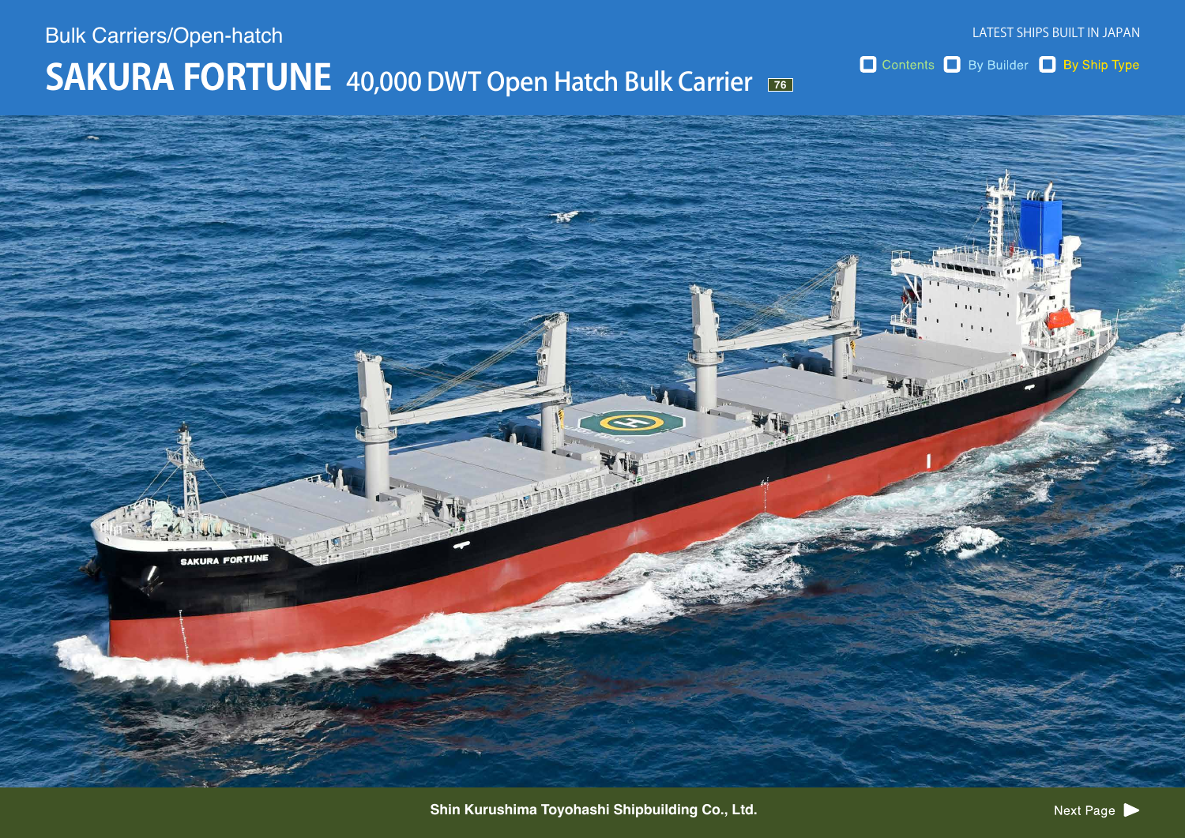Bulk Carriers/Open-hatch

# SAKURA FORTUNE 40,000 DWT Open Hatch Bulk Carrier

Shin Kurushima Toyohashi Shipbuilding Co., Ltd.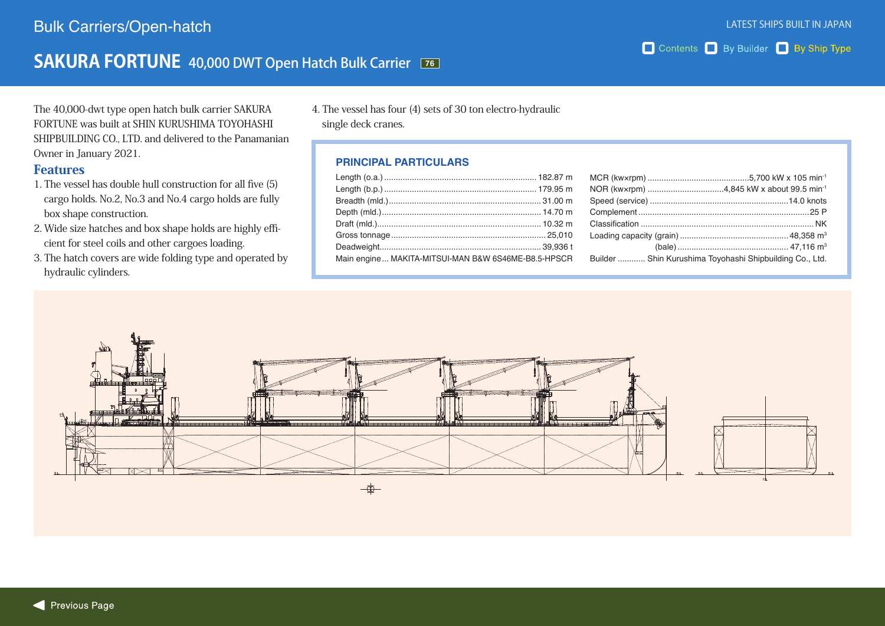Bulk Carriers/Open-hatch

# SAKURA FORTUNE 40,000 DWT Open Hatch Bulk Carrier

The 40,000-dwt type open hatch bulk carrier SAKURA FORTUNE was built at SHIN KURUSHIMA TOYOHASHI SHIPBUILDING CO., LTD. and delivered to the Panamanian Owner in January 2021.

## Features

1. The vessel has double hull construction for all five (5) cargo holds. No.2, No.3 and No.4 cargo holds are fully box shape construction.
2. Wide size hatches and box shape holds are highly efficient for steel coils and other cargoes loading.
3. The hatch covers are wide folding type and operated by hydraulic cylinders.
4. The vessel has four (4) sets of 30 ton electro-hydraulic single deck cranes.

## PRINCIPAL PARTICULARS

| | |
|---|---|
| Length (o.a.) | 182.87 m |
| Length (b.p.) | 179.95 m |
| Breadth (mld.) | 31.00 m |
| Depth (mld.) | 14.70 m |
| Draft (mld.) | 10.32 m |
| Gross tonnage | 25,010 |
| Deadweight | 39,936 t |
| Main engine | MAKITA-MITSUI-MAN B&W 6S46ME-B8.5-HPSCR |
| MCR (kw×rpm) | 5,700 kW x 105 $min^{-1}$ |
| NOR (kw×rpm) | 4,845 kW x about 99.5 $min^{-1}$ |
| Speed (service) | 14.0 knots |
| Complement | 25 P |
| Classification | NK |
| Loading capacity (grain) | 48,358 $m^3$ |
| (bale) | 47,116 $m^3$ |
| Builder | Shin Kurushima Toyohashi Shipbuilding Co., Ltd. |